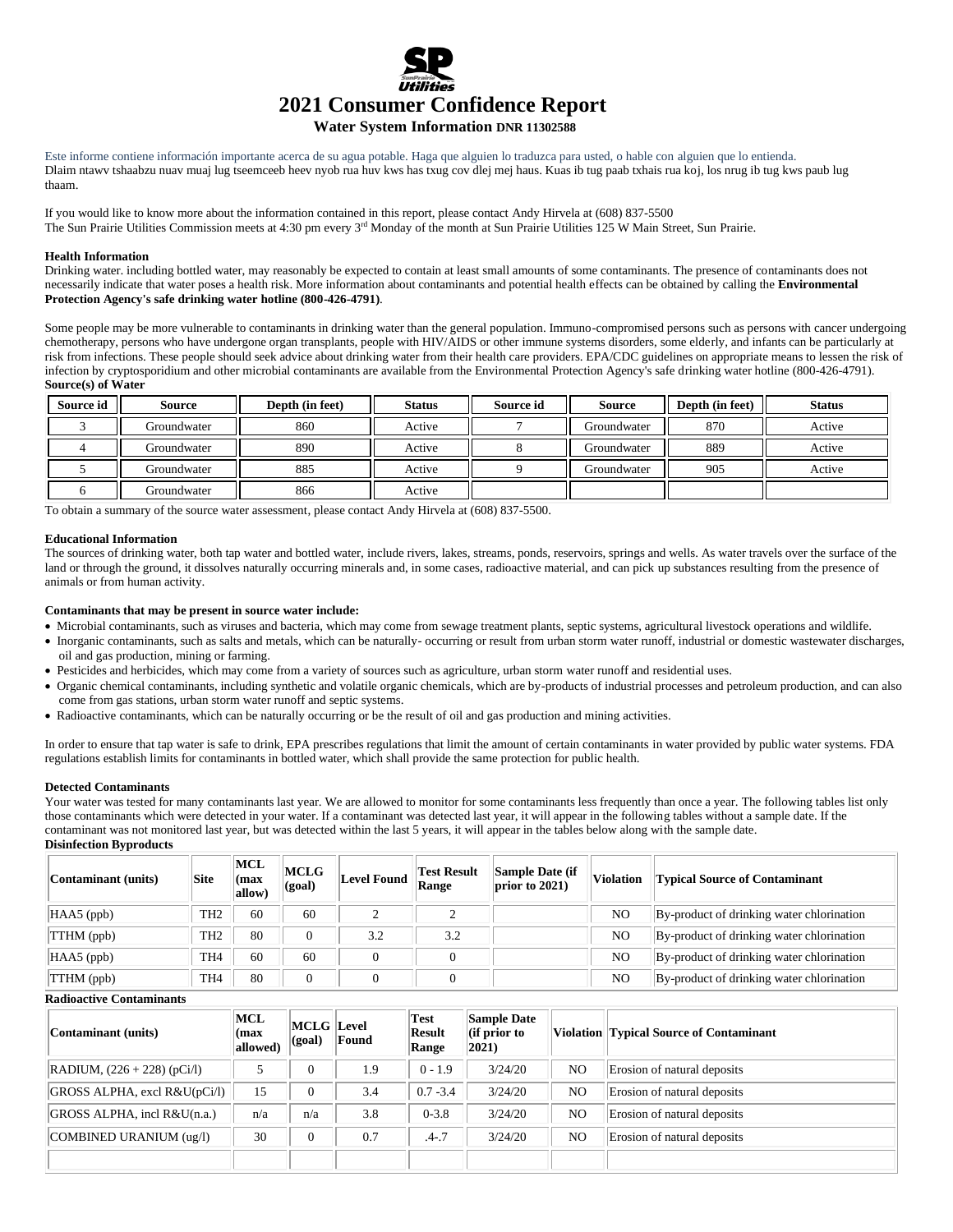# 2021 Consumer Confidence Report

### Water System Information DNR 11302588

Este informe contiene información importante acerca de su agua potable. Haga que alguien lo traduzca para usted, o hable con alguien que lo entienda.
Dlaim ntawv tshaabzu nuav muaj lug tseemceeb heev nyob rua huv kws has txug cov dlej mej haus. Kuas ib tug paab txhais rua koj, los nrug ib tug kws paub lug thaam.

If you would like to know more about the information contained in this report, please contact Andy Hirvela at (608) 837-5500
The Sun Prairie Utilities Commission meets at 4:30 pm every 3rd Monday of the month at Sun Prairie Utilities 125 W Main Street, Sun Prairie.

**Health Information**

Drinking water. including bottled water, may reasonably be expected to contain at least small amounts of some contaminants. The presence of contaminants does not necessarily indicate that water poses a health risk. More information about contaminants and potential health effects can be obtained by calling the **Environmental Protection Agency's safe drinking water hotline (800-426-4791)**.

Some people may be more vulnerable to contaminants in drinking water than the general population. Immuno-compromised persons such as persons with cancer undergoing chemotherapy, persons who have undergone organ transplants, people with HIV/AIDS or other immune systems disorders, some elderly, and infants can be particularly at risk from infections. These people should seek advice about drinking water from their health care providers. EPA/CDC guidelines on appropriate means to lessen the risk of infection by cryptosporidium and other microbial contaminants are available from the Environmental Protection Agency's safe drinking water hotline (800-426-4791).

**Source(s) of Water**

| Source id | Source | Depth (in feet) | Status | Source id | Source | Depth (in feet) | Status |
|---|---|---|---|---|---|---|---|
| 3 | Groundwater | 860 | Active | 7 | Groundwater | 870 | Active |
| 4 | Groundwater | 890 | Active | 8 | Groundwater | 889 | Active |
| 5 | Groundwater | 885 | Active | 9 | Groundwater | 905 | Active |
| 6 | Groundwater | 866 | Active | | | | |

To obtain a summary of the source water assessment, please contact Andy Hirvela at (608) 837-5500.

**Educational Information**

The sources of drinking water, both tap water and bottled water, include rivers, lakes, streams, ponds, reservoirs, springs and wells. As water travels over the surface of the land or through the ground, it dissolves naturally occurring minerals and, in some cases, radioactive material, and can pick up substances resulting from the presence of animals or from human activity.

**Contaminants that may be present in source water include:**

- Microbial contaminants, such as viruses and bacteria, which may come from sewage treatment plants, septic systems, agricultural livestock operations and wildlife.
- Inorganic contaminants, such as salts and metals, which can be naturally- occurring or result from urban storm water runoff, industrial or domestic wastewater discharges, oil and gas production, mining or farming.
- Pesticides and herbicides, which may come from a variety of sources such as agriculture, urban storm water runoff and residential uses.
- Organic chemical contaminants, including synthetic and volatile organic chemicals, which are by-products of industrial processes and petroleum production, and can also come from gas stations, urban storm water runoff and septic systems.
- Radioactive contaminants, which can be naturally occurring or be the result of oil and gas production and mining activities.

In order to ensure that tap water is safe to drink, EPA prescribes regulations that limit the amount of certain contaminants in water provided by public water systems. FDA regulations establish limits for contaminants in bottled water, which shall provide the same protection for public health.

**Detected Contaminants**

Your water was tested for many contaminants last year. We are allowed to monitor for some contaminants less frequently than once a year. The following tables list only those contaminants which were detected in your water. If a contaminant was detected last year, it will appear in the following tables without a sample date. If the contaminant was not monitored last year, but was detected within the last 5 years, it will appear in the tables below along with the sample date.

**Disinfection Byproducts**

| Contaminant (units) | Site | MCL (max allow) | MCLG (goal) | Level Found | Test Result Range | Sample Date (if prior to 2021) | Violation | Typical Source of Contaminant |
|---|---|---|---|---|---|---|---|---|
| HAA5 (ppb) | TH2 | 60 | 60 | 2 | 2 | | NO | By-product of drinking water chlorination |
| TTHM (ppb) | TH2 | 80 | 0 | 3.2 | 3.2 | | NO | By-product of drinking water chlorination |
| HAA5 (ppb) | TH4 | 60 | 60 | 0 | 0 | | NO | By-product of drinking water chlorination |
| TTHM (ppb) | TH4 | 80 | 0 | 0 | 0 | | NO | By-product of drinking water chlorination |

**Radioactive Contaminants**

| Contaminant (units) | MCL (max allowed) | MCLG (goal) | Level Found | Test Result Range | Sample Date (if prior to 2021) | Violation | Typical Source of Contaminant |
|---|---|---|---|---|---|---|---|
| RADIUM, (226 + 228) (pCi/l) | 5 | 0 | 1.9 | 0 - 1.9 | 3/24/20 | NO | Erosion of natural deposits |
| GROSS ALPHA, excl R&U(pCi/l) | 15 | 0 | 3.4 | 0.7 -3.4 | 3/24/20 | NO | Erosion of natural deposits |
| GROSS ALPHA, incl R&U(n.a.) | n/a | n/a | 3.8 | 0-3.8 | 3/24/20 | NO | Erosion of natural deposits |
| COMBINED URANIUM (ug/l) | 30 | 0 | 0.7 | .4-.7 | 3/24/20 | NO | Erosion of natural deposits |
| | | | | | | | |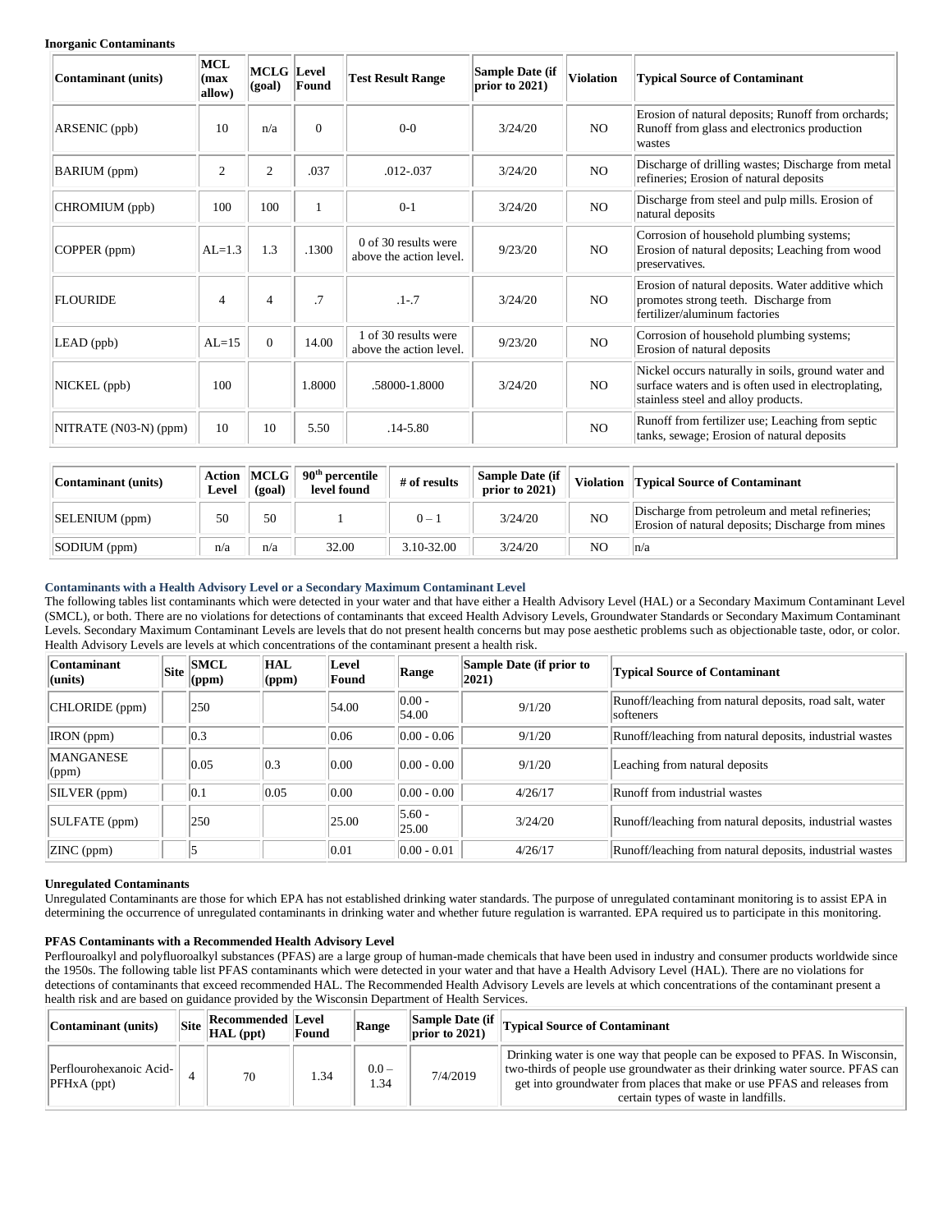**Inorganic Contaminants**

| Contaminant (units) | MCL (max allow) | MCLG (goal) | Level Found | Test Result Range | Sample Date (if prior to 2021) | Violation | Typical Source of Contaminant |
|---|---|---|---|---|---|---|---|
| ARSENIC (ppb) | 10 | n/a | 0 | 0-0 | 3/24/20 | NO | Erosion of natural deposits; Runoff from orchards; Runoff from glass and electronics production wastes |
| BARIUM (ppm) | 2 | 2 | .037 | .012-.037 | 3/24/20 | NO | Discharge of drilling wastes; Discharge from metal refineries; Erosion of natural deposits |
| CHROMIUM (ppb) | 100 | 100 | 1 | 0-1 | 3/24/20 | NO | Discharge from steel and pulp mills. Erosion of natural deposits |
| COPPER (ppm) | AL=1.3 | 1.3 | .1300 | 0 of 30 results were above the action level. | 9/23/20 | NO | Corrosion of household plumbing systems; Erosion of natural deposits; Leaching from wood preservatives. |
| FLOURIDE | 4 | 4 | .7 | .1-.7 | 3/24/20 | NO | Erosion of natural deposits. Water additive which promotes strong teeth. Discharge from fertilizer/aluminum factories |
| LEAD (ppb) | AL=15 | 0 | 14.00 | 1 of 30 results were above the action level. | 9/23/20 | NO | Corrosion of household plumbing systems; Erosion of natural deposits |
| NICKEL (ppb) | 100 | | 1.8000 | .58000-1.8000 | 3/24/20 | NO | Nickel occurs naturally in soils, ground water and surface waters and is often used in electroplating, stainless steel and alloy products. |
| NITRATE (N03-N) (ppm) | 10 | 10 | 5.50 | .14-5.80 | | NO | Runoff from fertilizer use; Leaching from septic tanks, sewage; Erosion of natural deposits |

| Contaminant (units) | Action Level | MCLG (goal) | 90th percentile level found | # of results | Sample Date (if prior to 2021) | Violation | Typical Source of Contaminant |
|---|---|---|---|---|---|---|---|
| SELENIUM (ppm) | 50 | 50 | 1 | 0 – 1 | 3/24/20 | NO | Discharge from petroleum and metal refineries; Erosion of natural deposits; Discharge from mines |
| SODIUM (ppm) | n/a | n/a | 32.00 | 3.10-32.00 | 3/24/20 | NO | n/a |

**Contaminants with a Health Advisory Level or a Secondary Maximum Contaminant Level**

The following tables list contaminants which were detected in your water and that have either a Health Advisory Level (HAL) or a Secondary Maximum Contaminant Level (SMCL), or both. There are no violations for detections of contaminants that exceed Health Advisory Levels, Groundwater Standards or Secondary Maximum Contaminant Levels. Secondary Maximum Contaminant Levels are levels that do not present health concerns but may pose aesthetic problems such as objectionable taste, odor, or color. Health Advisory Levels are levels at which concentrations of the contaminant present a health risk.

| Contaminant (units) | Site | SMCL (ppm) | HAL (ppm) | Level Found | Range | Sample Date (if prior to 2021) | Typical Source of Contaminant |
|---|---|---|---|---|---|---|---|
| CHLORIDE (ppm) | | 250 | | 54.00 | 0.00 - 54.00 | 9/1/20 | Runoff/leaching from natural deposits, road salt, water softeners |
| IRON (ppm) | | 0.3 | | 0.06 | 0.00 - 0.06 | 9/1/20 | Runoff/leaching from natural deposits, industrial wastes |
| MANGANESE (ppm) | | 0.05 | 0.3 | 0.00 | 0.00 - 0.00 | 9/1/20 | Leaching from natural deposits |
| SILVER (ppm) | | 0.1 | 0.05 | 0.00 | 0.00 - 0.00 | 4/26/17 | Runoff from industrial wastes |
| SULFATE (ppm) | | 250 | | 25.00 | 5.60 - 25.00 | 3/24/20 | Runoff/leaching from natural deposits, industrial wastes |
| ZINC (ppm) | | 5 | | 0.01 | 0.00 - 0.01 | 4/26/17 | Runoff/leaching from natural deposits, industrial wastes |

**Unregulated Contaminants**

Unregulated Contaminants are those for which EPA has not established drinking water standards. The purpose of unregulated contaminant monitoring is to assist EPA in determining the occurrence of unregulated contaminants in drinking water and whether future regulation is warranted. EPA required us to participate in this monitoring.

**PFAS Contaminants with a Recommended Health Advisory Level**

Perflouroalkyl and polyfluoroalkyl substances (PFAS) are a large group of human-made chemicals that have been used in industry and consumer products worldwide since the 1950s. The following table list PFAS contaminants which were detected in your water and that have a Health Advisory Level (HAL). There are no violations for detections of contaminants that exceed recommended HAL. The Recommended Health Advisory Levels are levels at which concentrations of the contaminant present a health risk and are based on guidance provided by the Wisconsin Department of Health Services.

| Contaminant (units) | Site | Recommended HAL (ppt) | Level Found | Range | Sample Date (if prior to 2021) | Typical Source of Contaminant |
|---|---|---|---|---|---|---|
| Perflourohexanoic Acid-PFHxA (ppt) | 4 | 70 | 1.34 | 0.0 – 1.34 | 7/4/2019 | Drinking water is one way that people can be exposed to PFAS. In Wisconsin, two-thirds of people use groundwater as their drinking water source. PFAS can get into groundwater from places that make or use PFAS and releases from certain types of waste in landfills. |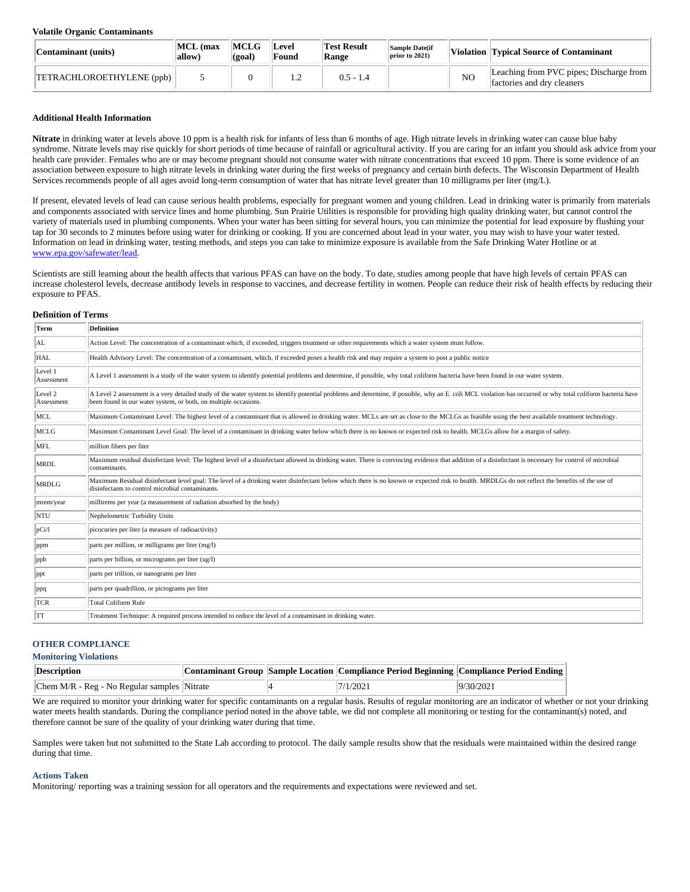### Volatile Organic Contaminants

| Contaminant (units) | MCL (max allow) | MCLG (goal) | Level Found | Test Result Range | Sample Date(if prior to 2021) | Violation | Typical Source of Contaminant |
|---|---|---|---|---|---|---|---|
| TETRACHLOROETHYLENE (ppb) | 5 | 0 | 1.2 | 0.5 - 1.4 | | NO | Leaching from PVC pipes; Discharge from factories and dry cleaners |

### Additional Health Information

**Nitrate** in drinking water at levels above 10 ppm is a health risk for infants of less than 6 months of age. High nitrate levels in drinking water can cause blue baby syndrome. Nitrate levels may rise quickly for short periods of time because of rainfall or agricultural activity. If you are caring for an infant you should ask advice from your health care provider. Females who are or may become pregnant should not consume water with nitrate concentrations that exceed 10 ppm. There is some evidence of an association between exposure to high nitrate levels in drinking water during the first weeks of pregnancy and certain birth defects. The Wisconsin Department of Health Services recommends people of all ages avoid long-term consumption of water that has nitrate level greater than 10 milligrams per liter (mg/L).

If present, elevated levels of lead can cause serious health problems, especially for pregnant women and young children. Lead in drinking water is primarily from materials and components associated with service lines and home plumbing. Sun Prairie Utilities is responsible for providing high quality drinking water, but cannot control the variety of materials used in plumbing components. When your water has been sitting for several hours, you can minimize the potential for lead exposure by flushing your tap for 30 seconds to 2 minutes before using water for drinking or cooking. If you are concerned about lead in your water, you may wish to have your water tested. Information on lead in drinking water, testing methods, and steps you can take to minimize exposure is available from the Safe Drinking Water Hotline or at www.epa.gov/safewater/lead.

Scientists are still learning about the health affects that various PFAS can have on the body. To date, studies among people that have high levels of certain PFAS can increase cholesterol levels, decrease antibody levels in response to vaccines, and decrease fertility in women. People can reduce their risk of health effects by reducing their exposure to PFAS.

### Definition of Terms

| Term | Definition |
|---|---|
| AL | Action Level: The concentration of a contaminant which, if exceeded, triggers treatment or other requirements which a water system must follow. |
| HAL | Health Advisory Level: The concentration of a contaminant, which, if exceeded poses a health risk and may require a system to post a public notice |
| Level 1 Assessment | A Level 1 assessment is a study of the water system to identify potential problems and determine, if possible, why total coliform bacteria have been found in our water system. |
| Level 2 Assessment | A Level 2 assessment is a very detailed study of the water system to identify potential problems and determine, if possible, why an E. coli MCL violation has occurred or why total coliform bacteria have been found in our water system, or both, on multiple occasions. |
| MCL | Maximum Contaminant Level: The highest level of a contaminant that is allowed in drinking water. MCLs are set as close to the MCLGs as feasible using the best available treatment technology. |
| MCLG | Maximum Contaminant Level Goal: The level of a contaminant in drinking water below which there is no known or expected risk to health. MCLGs allow for a margin of safety. |
| MFL | million fibers per liter |
| MRDL | Maximum residual disinfectant level: The highest level of a disinfectant allowed in drinking water. There is convincing evidence that addition of a disinfectant is necessary for control of microbial contaminants. |
| MRDLG | Maximum Residual disinfectant level goal: The level of a drinking water disinfectant below which there is no known or expected risk to health. MRDLGs do not reflect the benefits of the use of disinfectants to control microbial contaminants. |
| mrem/year | millirems per year (a measurement of radiation absorbed by the body) |
| NTU | Nephelometric Turbidity Units |
| pCi/l | picocuries per liter (a measure of radioactivity) |
| ppm | parts per million, or milligrams per liter (mg/l) |
| ppb | parts per billion, or micrograms per liter (ug/l) |
| ppt | parts per trillion, or nanograms per liter |
| ppq | parts per quadrillion, or picograms per liter |
| TCR | Total Coliform Rule |
| TT | Treatment Technique: A required process intended to reduce the level of a contaminant in drinking water. |

## OTHER COMPLIANCE

### Monitoring Violations

| Description | Contaminant Group | Sample Location | Compliance Period Beginning | Compliance Period Ending |
|---|---|---|---|---|
| Chem M/R - Reg - No Regular samples | Nitrate | 4 | 7/1/2021 | 9/30/2021 |

We are required to monitor your drinking water for specific contaminants on a regular basis. Results of regular monitoring are an indicator of whether or not your drinking water meets health standards. During the compliance period noted in the above table, we did not complete all monitoring or testing for the contaminant(s) noted, and therefore cannot be sure of the quality of your drinking water during that time.

Samples were taken but not submitted to the State Lab according to protocol. The daily sample results show that the residuals were maintained within the desired range during that time.

### Actions Taken

Monitoring/ reporting was a training session for all operators and the requirements and expectations were reviewed and set.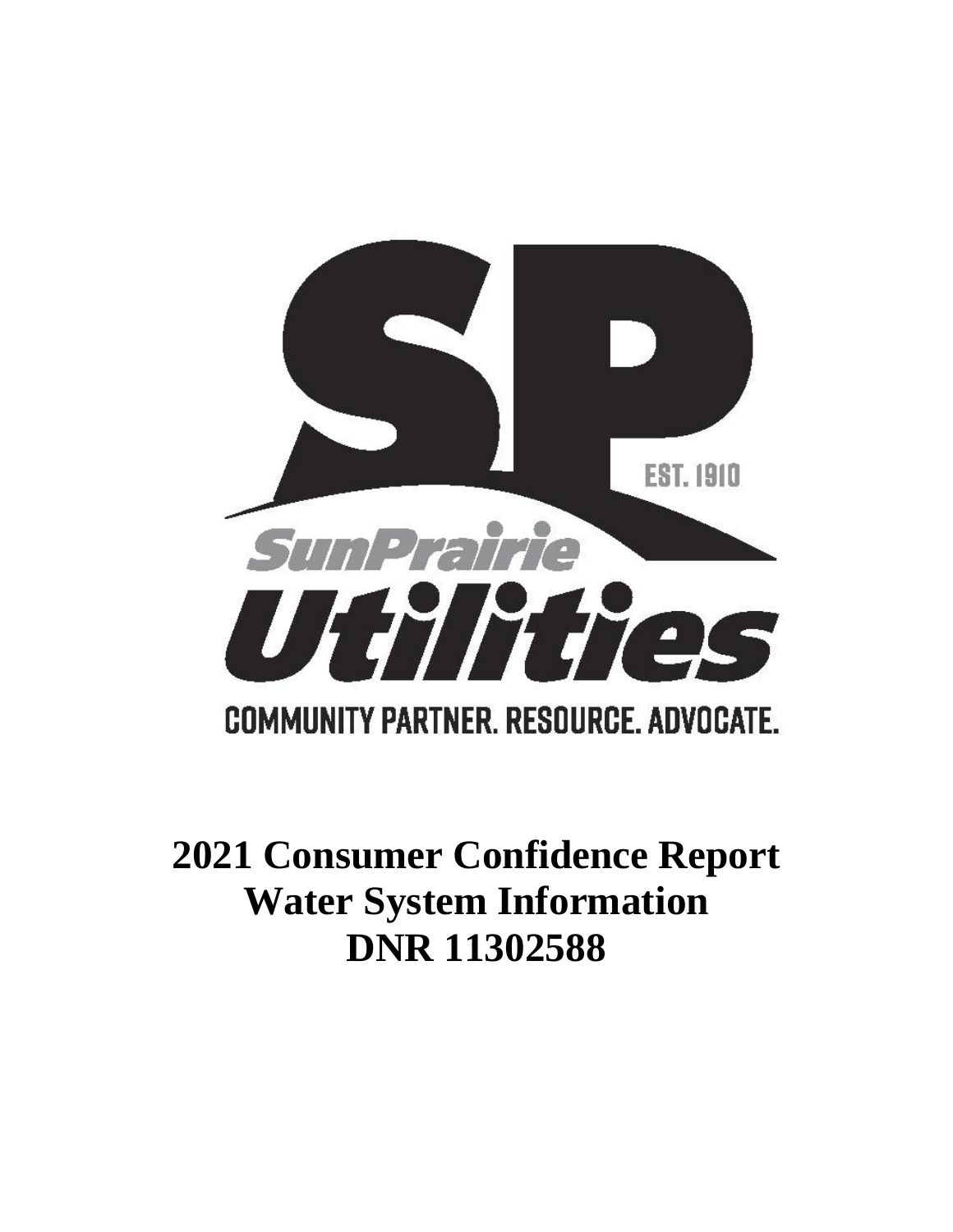EST. 1910

SunPrairie

Utilities

COMMUNITY PARTNER. RESOURCE. ADVOCATE.

# 2021 Consumer Confidence Report
# Water System Information
# DNR 11302588